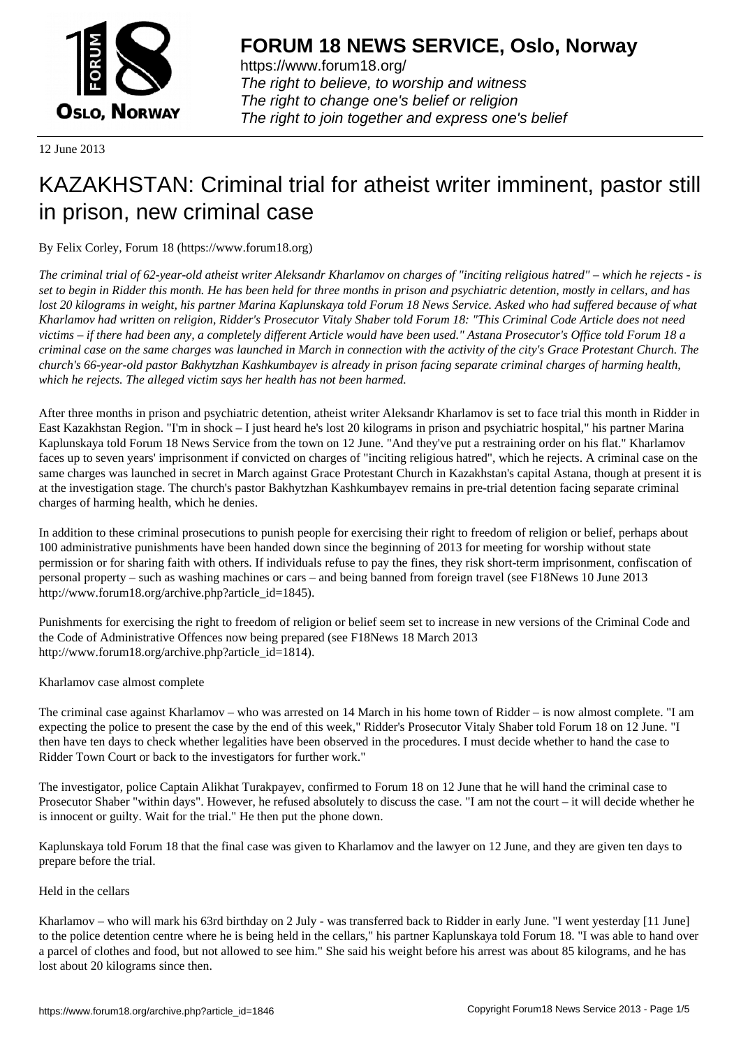# FORUM 18 NEWS SERVICE, Oslo, Norway

https://www.forum18.org/
*The right to believe, to worship and witness*
*The right to change one's belief or religion*
*The right to join together and express one's belief*

12 June 2013

# KAZAKHSTAN: Criminal trial for atheist writer imminent, pastor still in prison, new criminal case

By Felix Corley, Forum 18 (https://www.forum18.org)

*The criminal trial of 62-year-old atheist writer Aleksandr Kharlamov on charges of "inciting religious hatred" – which he rejects - is set to begin in Ridder this month. He has been held for three months in prison and psychiatric detention, mostly in cellars, and has lost 20 kilograms in weight, his partner Marina Kaplunskaya told Forum 18 News Service. Asked who had suffered because of what Kharlamov had written on religion, Ridder's Prosecutor Vitaly Shaber told Forum 18: "This Criminal Code Article does not need victims – if there had been any, a completely different Article would have been used." Astana Prosecutor's Office told Forum 18 a criminal case on the same charges was launched in March in connection with the activity of the city's Grace Protestant Church. The church's 66-year-old pastor Bakhytzhan Kashkumbayev is already in prison facing separate criminal charges of harming health, which he rejects. The alleged victim says her health has not been harmed.*

After three months in prison and psychiatric detention, atheist writer Aleksandr Kharlamov is set to face trial this month in Ridder in East Kazakhstan Region. "I'm in shock – I just heard he's lost 20 kilograms in prison and psychiatric hospital," his partner Marina Kaplunskaya told Forum 18 News Service from the town on 12 June. "And they've put a restraining order on his flat." Kharlamov faces up to seven years' imprisonment if convicted on charges of "inciting religious hatred", which he rejects. A criminal case on the same charges was launched in secret in March against Grace Protestant Church in Kazakhstan's capital Astana, though at present it is at the investigation stage. The church's pastor Bakhytzhan Kashkumbayev remains in pre-trial detention facing separate criminal charges of harming health, which he denies.

In addition to these criminal prosecutions to punish people for exercising their right to freedom of religion or belief, perhaps about 100 administrative punishments have been handed down since the beginning of 2013 for meeting for worship without state permission or for sharing faith with others. If individuals refuse to pay the fines, they risk short-term imprisonment, confiscation of personal property – such as washing machines or cars – and being banned from foreign travel (see F18News 10 June 2013 http://www.forum18.org/archive.php?article_id=1845).

Punishments for exercising the right to freedom of religion or belief seem set to increase in new versions of the Criminal Code and the Code of Administrative Offences now being prepared (see F18News 18 March 2013 http://www.forum18.org/archive.php?article_id=1814).

Kharlamov case almost complete

The criminal case against Kharlamov – who was arrested on 14 March in his home town of Ridder – is now almost complete. "I am expecting the police to present the case by the end of this week," Ridder's Prosecutor Vitaly Shaber told Forum 18 on 12 June. "I then have ten days to check whether legalities have been observed in the procedures. I must decide whether to hand the case to Ridder Town Court or back to the investigators for further work."

The investigator, police Captain Alikhat Turakpayev, confirmed to Forum 18 on 12 June that he will hand the criminal case to Prosecutor Shaber "within days". However, he refused absolutely to discuss the case. "I am not the court – it will decide whether he is innocent or guilty. Wait for the trial." He then put the phone down.

Kaplunskaya told Forum 18 that the final case was given to Kharlamov and the lawyer on 12 June, and they are given ten days to prepare before the trial.

Held in the cellars

Kharlamov – who will mark his 63rd birthday on 2 July - was transferred back to Ridder in early June. "I went yesterday [11 June] to the police detention centre where he is being held in the cellars," his partner Kaplunskaya told Forum 18. "I was able to hand over a parcel of clothes and food, but not allowed to see him." She said his weight before his arrest was about 85 kilograms, and he has lost about 20 kilograms since then.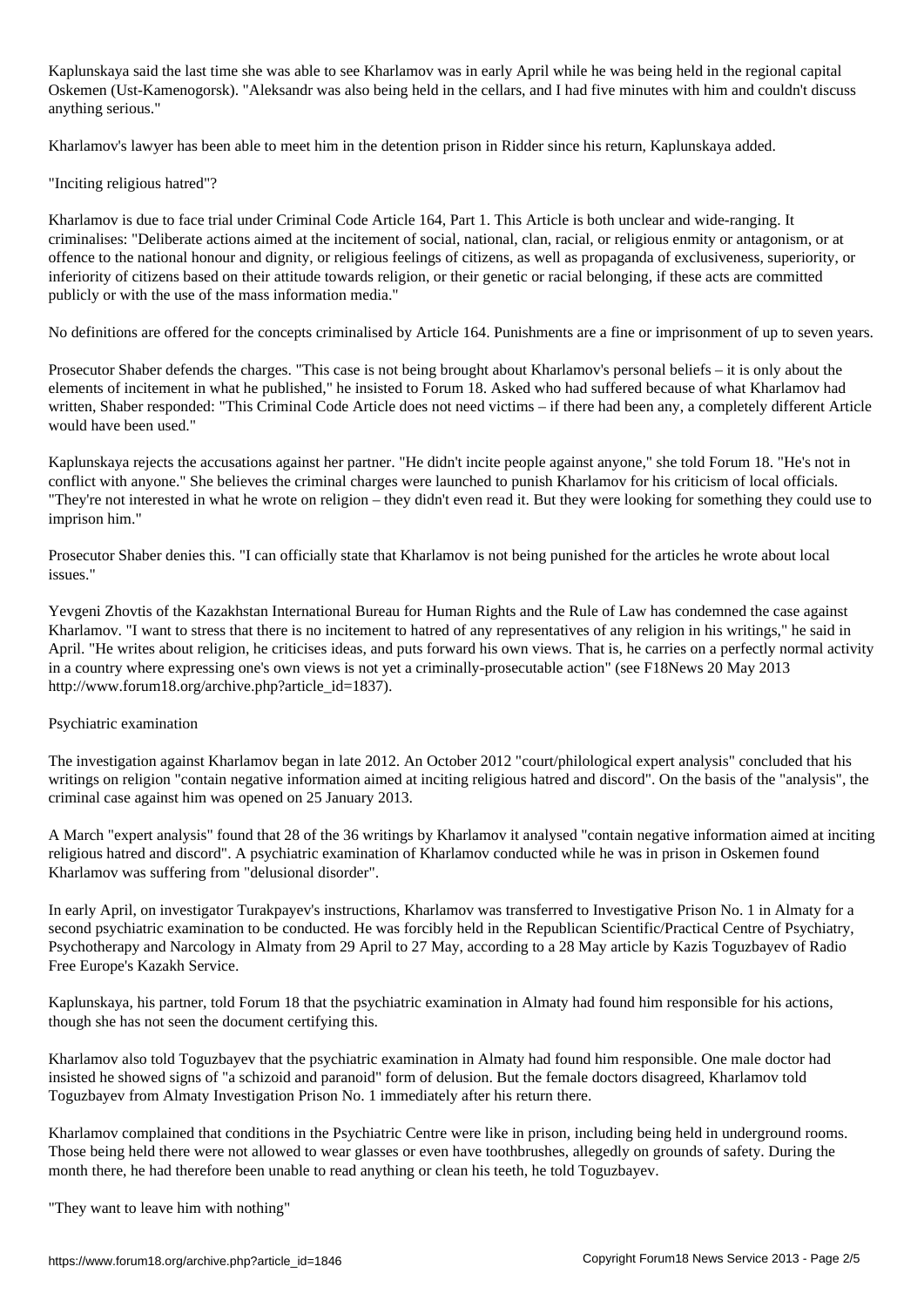Kaplunskaya said the last time she was able to see Kharlamov was in early April while he was being held in the regional capital Oskemen (Ust-Kamenogorsk). "Aleksandr was also being held in the cellars, and I had five minutes with him and couldn't discuss anything serious."

Kharlamov's lawyer has been able to meet him in the detention prison in Ridder since his return, Kaplunskaya added.

## "Inciting religious hatred"?

Kharlamov is due to face trial under Criminal Code Article 164, Part 1. This Article is both unclear and wide-ranging. It criminalises: "Deliberate actions aimed at the incitement of social, national, clan, racial, or religious enmity or antagonism, or at offence to the national honour and dignity, or religious feelings of citizens, as well as propaganda of exclusiveness, superiority, or inferiority of citizens based on their attitude towards religion, or their genetic or racial belonging, if these acts are committed publicly or with the use of the mass information media."

No definitions are offered for the concepts criminalised by Article 164. Punishments are a fine or imprisonment of up to seven years.

Prosecutor Shaber defends the charges. "This case is not being brought about Kharlamov's personal beliefs – it is only about the elements of incitement in what he published," he insisted to Forum 18. Asked who had suffered because of what Kharlamov had written, Shaber responded: "This Criminal Code Article does not need victims – if there had been any, a completely different Article would have been used."

Kaplunskaya rejects the accusations against her partner. "He didn't incite people against anyone," she told Forum 18. "He's not in conflict with anyone." She believes the criminal charges were launched to punish Kharlamov for his criticism of local officials. "They're not interested in what he wrote on religion – they didn't even read it. But they were looking for something they could use to imprison him."

Prosecutor Shaber denies this. "I can officially state that Kharlamov is not being punished for the articles he wrote about local issues."

Yevgeni Zhovtis of the Kazakhstan International Bureau for Human Rights and the Rule of Law has condemned the case against Kharlamov. "I want to stress that there is no incitement to hatred of any representatives of any religion in his writings," he said in April. "He writes about religion, he criticises ideas, and puts forward his own views. That is, he carries on a perfectly normal activity in a country where expressing one's own views is not yet a criminally-prosecutable action" (see F18News 20 May 2013 http://www.forum18.org/archive.php?article_id=1837).

## Psychiatric examination

The investigation against Kharlamov began in late 2012. An October 2012 "court/philological expert analysis" concluded that his writings on religion "contain negative information aimed at inciting religious hatred and discord". On the basis of the "analysis", the criminal case against him was opened on 25 January 2013.

A March "expert analysis" found that 28 of the 36 writings by Kharlamov it analysed "contain negative information aimed at inciting religious hatred and discord". A psychiatric examination of Kharlamov conducted while he was in prison in Oskemen found Kharlamov was suffering from "delusional disorder".

In early April, on investigator Turakpayev's instructions, Kharlamov was transferred to Investigative Prison No. 1 in Almaty for a second psychiatric examination to be conducted. He was forcibly held in the Republican Scientific/Practical Centre of Psychiatry, Psychotherapy and Narcology in Almaty from 29 April to 27 May, according to a 28 May article by Kazis Toguzbayev of Radio Free Europe's Kazakh Service.

Kaplunskaya, his partner, told Forum 18 that the psychiatric examination in Almaty had found him responsible for his actions, though she has not seen the document certifying this.

Kharlamov also told Toguzbayev that the psychiatric examination in Almaty had found him responsible. One male doctor had insisted he showed signs of "a schizoid and paranoid" form of delusion. But the female doctors disagreed, Kharlamov told Toguzbayev from Almaty Investigation Prison No. 1 immediately after his return there.

Kharlamov complained that conditions in the Psychiatric Centre were like in prison, including being held in underground rooms. Those being held there were not allowed to wear glasses or even have toothbrushes, allegedly on grounds of safety. During the month there, he had therefore been unable to read anything or clean his teeth, he told Toguzbayev.

## "They want to leave him with nothing"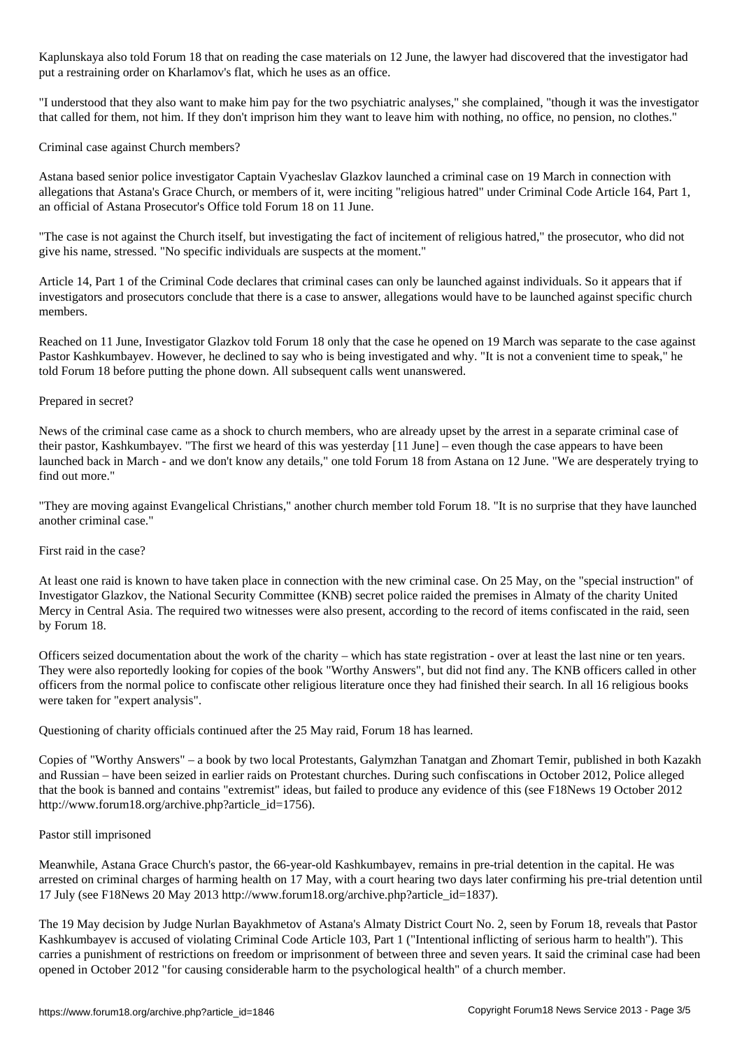Kaplunskaya also told Forum 18 that on reading the case materials on 12 June, the lawyer had discovered that the investigator had put a restraining order on Kharlamov's flat, which he uses as an office.

"I understood that they also want to make him pay for the two psychiatric analyses," she complained, "though it was the investigator that called for them, not him. If they don't imprison him they want to leave him with nothing, no office, no pension, no clothes."

## Criminal case against Church members?

Astana based senior police investigator Captain Vyacheslav Glazkov launched a criminal case on 19 March in connection with allegations that Astana's Grace Church, or members of it, were inciting "religious hatred" under Criminal Code Article 164, Part 1, an official of Astana Prosecutor's Office told Forum 18 on 11 June.

"The case is not against the Church itself, but investigating the fact of incitement of religious hatred," the prosecutor, who did not give his name, stressed. "No specific individuals are suspects at the moment."

Article 14, Part 1 of the Criminal Code declares that criminal cases can only be launched against individuals. So it appears that if investigators and prosecutors conclude that there is a case to answer, allegations would have to be launched against specific church members.

Reached on 11 June, Investigator Glazkov told Forum 18 only that the case he opened on 19 March was separate to the case against Pastor Kashkumbayev. However, he declined to say who is being investigated and why. "It is not a convenient time to speak," he told Forum 18 before putting the phone down. All subsequent calls went unanswered.

## Prepared in secret?

News of the criminal case came as a shock to church members, who are already upset by the arrest in a separate criminal case of their pastor, Kashkumbayev. "The first we heard of this was yesterday [11 June] – even though the case appears to have been launched back in March - and we don't know any details," one told Forum 18 from Astana on 12 June. "We are desperately trying to find out more."

"They are moving against Evangelical Christians," another church member told Forum 18. "It is no surprise that they have launched another criminal case."

## First raid in the case?

At least one raid is known to have taken place in connection with the new criminal case. On 25 May, on the "special instruction" of Investigator Glazkov, the National Security Committee (KNB) secret police raided the premises in Almaty of the charity United Mercy in Central Asia. The required two witnesses were also present, according to the record of items confiscated in the raid, seen by Forum 18.

Officers seized documentation about the work of the charity – which has state registration - over at least the last nine or ten years. They were also reportedly looking for copies of the book "Worthy Answers", but did not find any. The KNB officers called in other officers from the normal police to confiscate other religious literature once they had finished their search. In all 16 religious books were taken for "expert analysis".

Questioning of charity officials continued after the 25 May raid, Forum 18 has learned.

Copies of "Worthy Answers" – a book by two local Protestants, Galymzhan Tanatgan and Zhomart Temir, published in both Kazakh and Russian – have been seized in earlier raids on Protestant churches. During such confiscations in October 2012, Police alleged that the book is banned and contains "extremist" ideas, but failed to produce any evidence of this (see F18News 19 October 2012 http://www.forum18.org/archive.php?article_id=1756).

## Pastor still imprisoned

Meanwhile, Astana Grace Church's pastor, the 66-year-old Kashkumbayev, remains in pre-trial detention in the capital. He was arrested on criminal charges of harming health on 17 May, with a court hearing two days later confirming his pre-trial detention until 17 July (see F18News 20 May 2013 http://www.forum18.org/archive.php?article_id=1837).

The 19 May decision by Judge Nurlan Bayakhmetov of Astana's Almaty District Court No. 2, seen by Forum 18, reveals that Pastor Kashkumbayev is accused of violating Criminal Code Article 103, Part 1 ("Intentional inflicting of serious harm to health"). This carries a punishment of restrictions on freedom or imprisonment of between three and seven years. It said the criminal case had been opened in October 2012 "for causing considerable harm to the psychological health" of a church member.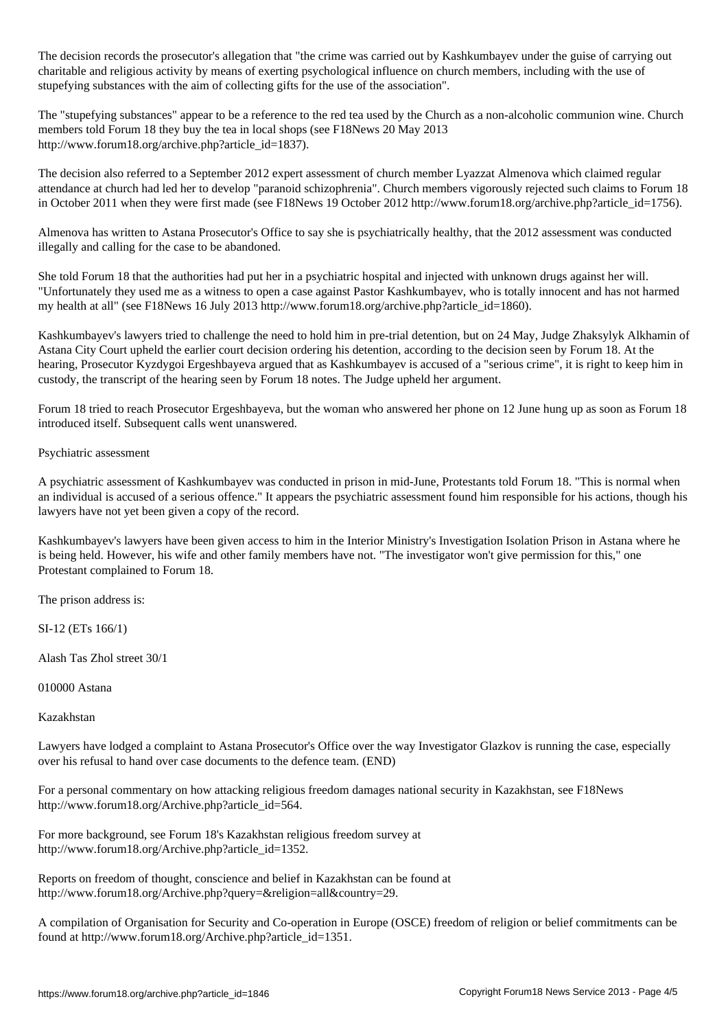The decision records the prosecutor's allegation that "the crime was carried out by Kashkumbayev under the guise of carrying out charitable and religious activity by means of exerting psychological influence on church members, including with the use of stupefying substances with the aim of collecting gifts for the use of the association".

The "stupefying substances" appear to be a reference to the red tea used by the Church as a non-alcoholic communion wine. Church members told Forum 18 they buy the tea in local shops (see F18News 20 May 2013 http://www.forum18.org/archive.php?article_id=1837).

The decision also referred to a September 2012 expert assessment of church member Lyazzat Almenova which claimed regular attendance at church had led her to develop "paranoid schizophrenia". Church members vigorously rejected such claims to Forum 18 in October 2011 when they were first made (see F18News 19 October 2012 http://www.forum18.org/archive.php?article_id=1756).

Almenova has written to Astana Prosecutor's Office to say she is psychiatrically healthy, that the 2012 assessment was conducted illegally and calling for the case to be abandoned.

She told Forum 18 that the authorities had put her in a psychiatric hospital and injected with unknown drugs against her will. "Unfortunately they used me as a witness to open a case against Pastor Kashkumbayev, who is totally innocent and has not harmed my health at all" (see F18News 16 July 2013 http://www.forum18.org/archive.php?article_id=1860).

Kashkumbayev's lawyers tried to challenge the need to hold him in pre-trial detention, but on 24 May, Judge Zhaksylyk Alkhamin of Astana City Court upheld the earlier court decision ordering his detention, according to the decision seen by Forum 18. At the hearing, Prosecutor Kyzdygoi Ergeshbayeva argued that as Kashkumbayev is accused of a "serious crime", it is right to keep him in custody, the transcript of the hearing seen by Forum 18 notes. The Judge upheld her argument.

Forum 18 tried to reach Prosecutor Ergeshbayeva, but the woman who answered her phone on 12 June hung up as soon as Forum 18 introduced itself. Subsequent calls went unanswered.

Psychiatric assessment

A psychiatric assessment of Kashkumbayev was conducted in prison in mid-June, Protestants told Forum 18. "This is normal when an individual is accused of a serious offence." It appears the psychiatric assessment found him responsible for his actions, though his lawyers have not yet been given a copy of the record.

Kashkumbayev's lawyers have been given access to him in the Interior Ministry's Investigation Isolation Prison in Astana where he is being held. However, his wife and other family members have not. "The investigator won't give permission for this," one Protestant complained to Forum 18.

The prison address is:

SI-12 (ETs 166/1)

Alash Tas Zhol street 30/1

010000 Astana

Kazakhstan

Lawyers have lodged a complaint to Astana Prosecutor's Office over the way Investigator Glazkov is running the case, especially over his refusal to hand over case documents to the defence team. (END)

For a personal commentary on how attacking religious freedom damages national security in Kazakhstan, see F18News http://www.forum18.org/Archive.php?article_id=564.

For more background, see Forum 18's Kazakhstan religious freedom survey at http://www.forum18.org/Archive.php?article_id=1352.

Reports on freedom of thought, conscience and belief in Kazakhstan can be found at http://www.forum18.org/Archive.php?query=&religion=all&country=29.

A compilation of Organisation for Security and Co-operation in Europe (OSCE) freedom of religion or belief commitments can be found at http://www.forum18.org/Archive.php?article_id=1351.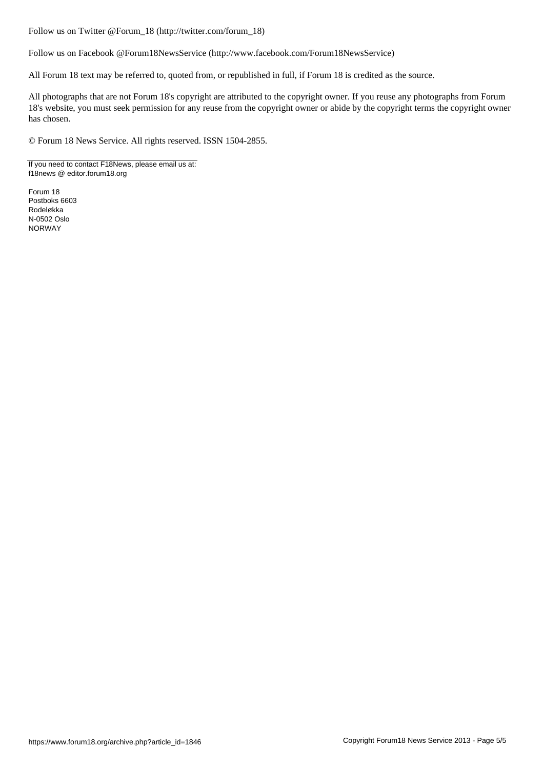Follow us on Twitter @Forum_18 (http://twitter.com/forum_18)

Follow us on Facebook @Forum18NewsService (http://www.facebook.com/Forum18NewsService)

All Forum 18 text may be referred to, quoted from, or republished in full, if Forum 18 is credited as the source.

All photographs that are not Forum 18's copyright are attributed to the copyright owner. If you reuse any photographs from Forum 18's website, you must seek permission for any reuse from the copyright owner or abide by the copyright terms the copyright owner has chosen.

© Forum 18 News Service. All rights reserved. ISSN 1504-2855.

---

If you need to contact F18News, please email us at:
f18news @ editor.forum18.org

Forum 18
Postboks 6603
Rodeløkka
N-0502 Oslo
NORWAY